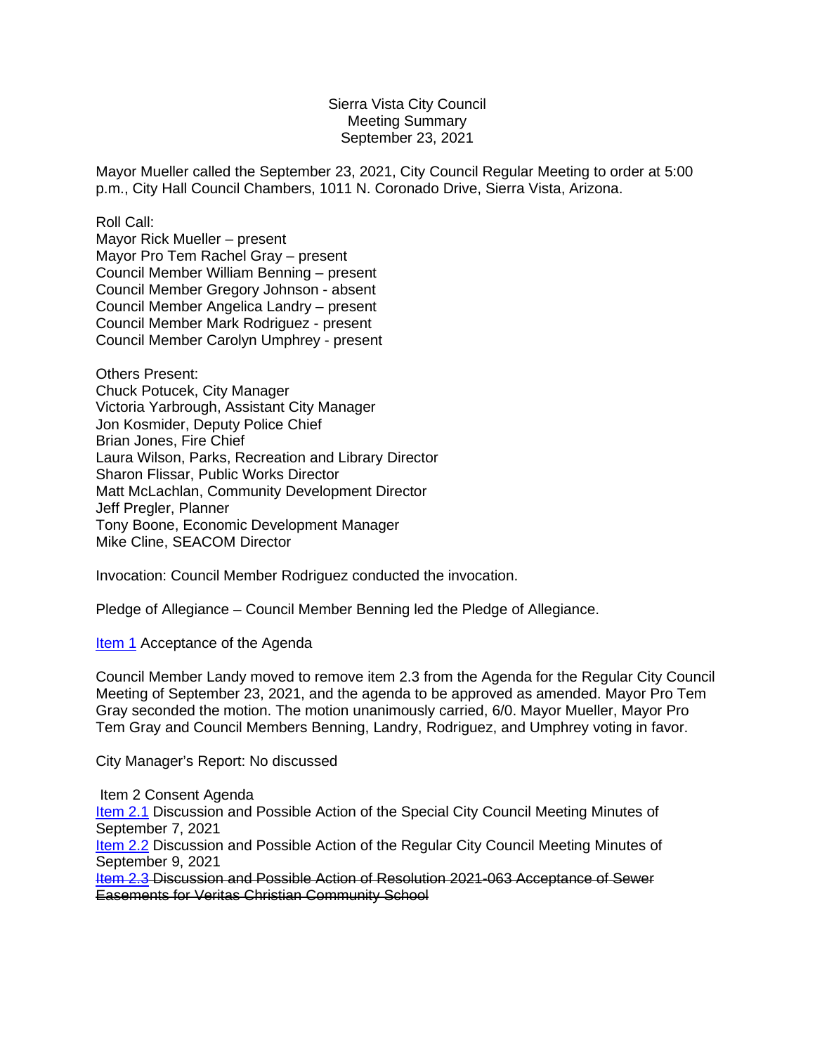Sierra Vista City Council
Meeting Summary
September 23, 2021

Mayor Mueller called the September 23, 2021, City Council Regular Meeting to order at 5:00 p.m., City Hall Council Chambers, 1011 N. Coronado Drive, Sierra Vista, Arizona.

Roll Call:
Mayor Rick Mueller – present
Mayor Pro Tem Rachel Gray – present
Council Member William Benning – present
Council Member Gregory Johnson - absent
Council Member Angelica Landry – present
Council Member Mark Rodriguez - present
Council Member Carolyn Umphrey - present

Others Present:
Chuck Potucek, City Manager
Victoria Yarbrough, Assistant City Manager
Jon Kosmider, Deputy Police Chief
Brian Jones, Fire Chief
Laura Wilson, Parks, Recreation and Library Director
Sharon Flissar, Public Works Director
Matt McLachlan, Community Development Director
Jeff Pregler, Planner
Tony Boone, Economic Development Manager
Mike Cline, SEACOM Director

Invocation: Council Member Rodriguez conducted the invocation.

Pledge of Allegiance – Council Member Benning led the Pledge of Allegiance.

Item 1 Acceptance of the Agenda

Council Member Landy moved to remove item 2.3 from the Agenda for the Regular City Council Meeting of September 23, 2021, and the agenda to be approved as amended. Mayor Pro Tem Gray seconded the motion. The motion unanimously carried, 6/0. Mayor Mueller, Mayor Pro Tem Gray and Council Members Benning, Landry, Rodriguez, and Umphrey voting in favor.

City Manager's Report: No discussed

Item 2 Consent Agenda
Item 2.1 Discussion and Possible Action of the Special City Council Meeting Minutes of September 7, 2021
Item 2.2 Discussion and Possible Action of the Regular City Council Meeting Minutes of September 9, 2021
Item 2.3 ~~Discussion and Possible Action of Resolution 2021-063 Acceptance of Sewer Easements for Veritas Christian Community School~~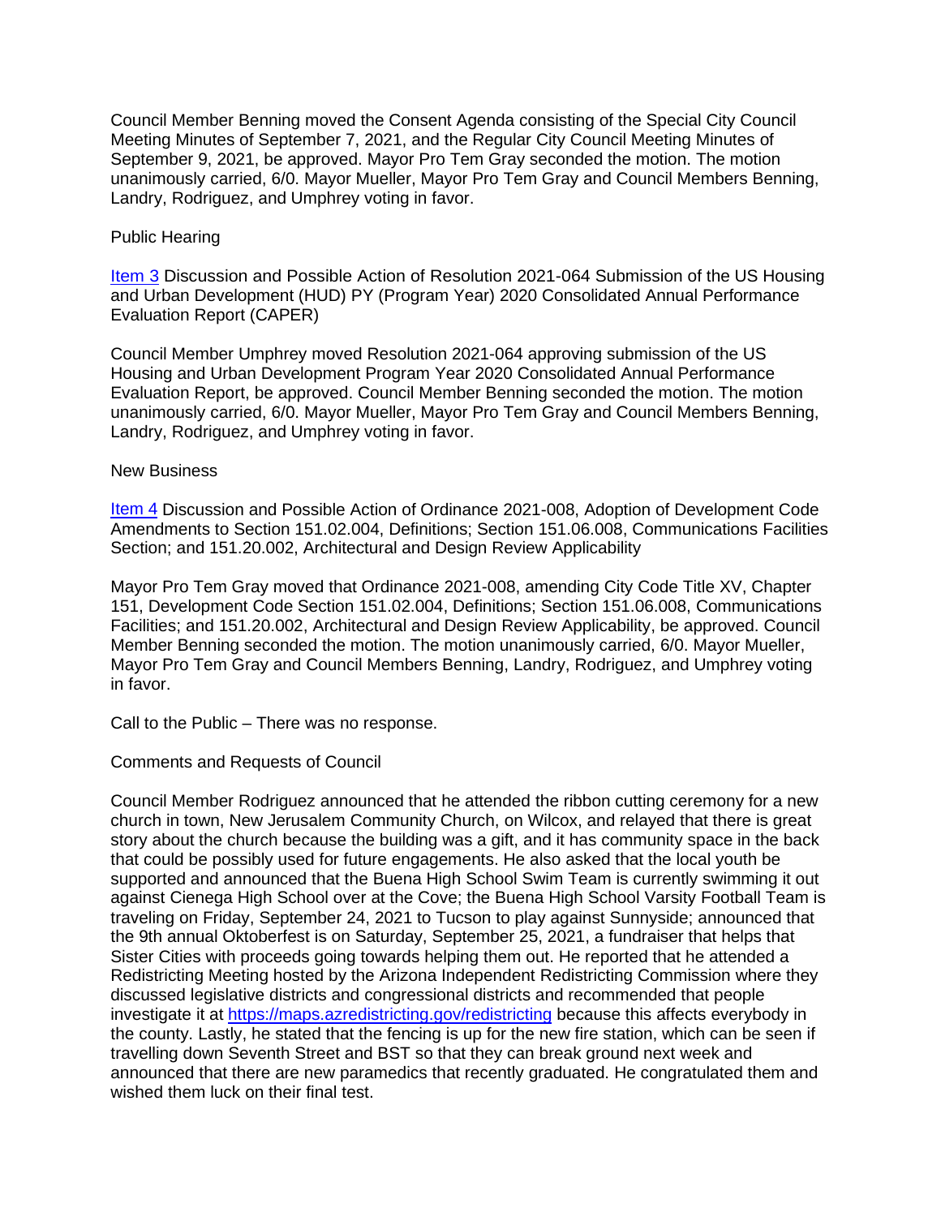Council Member Benning moved the Consent Agenda consisting of the Special City Council Meeting Minutes of September 7, 2021, and the Regular City Council Meeting Minutes of September 9, 2021, be approved. Mayor Pro Tem Gray seconded the motion. The motion unanimously carried, 6/0. Mayor Mueller, Mayor Pro Tem Gray and Council Members Benning, Landry, Rodriguez, and Umphrey voting in favor.

Public Hearing

[Item 3] Discussion and Possible Action of Resolution 2021-064 Submission of the US Housing and Urban Development (HUD) PY (Program Year) 2020 Consolidated Annual Performance Evaluation Report (CAPER)

Council Member Umphrey moved Resolution 2021-064 approving submission of the US Housing and Urban Development Program Year 2020 Consolidated Annual Performance Evaluation Report, be approved. Council Member Benning seconded the motion. The motion unanimously carried, 6/0. Mayor Mueller, Mayor Pro Tem Gray and Council Members Benning, Landry, Rodriguez, and Umphrey voting in favor.

New Business

[Item 4] Discussion and Possible Action of Ordinance 2021-008, Adoption of Development Code Amendments to Section 151.02.004, Definitions; Section 151.06.008, Communications Facilities Section; and 151.20.002, Architectural and Design Review Applicability

Mayor Pro Tem Gray moved that Ordinance 2021-008, amending City Code Title XV, Chapter 151, Development Code Section 151.02.004, Definitions; Section 151.06.008, Communications Facilities; and 151.20.002, Architectural and Design Review Applicability, be approved. Council Member Benning seconded the motion. The motion unanimously carried, 6/0. Mayor Mueller, Mayor Pro Tem Gray and Council Members Benning, Landry, Rodriguez, and Umphrey voting in favor.

Call to the Public – There was no response.

Comments and Requests of Council

Council Member Rodriguez announced that he attended the ribbon cutting ceremony for a new church in town, New Jerusalem Community Church, on Wilcox, and relayed that there is great story about the church because the building was a gift, and it has community space in the back that could be possibly used for future engagements. He also asked that the local youth be supported and announced that the Buena High School Swim Team is currently swimming it out against Cienega High School over at the Cove; the Buena High School Varsity Football Team is traveling on Friday, September 24, 2021 to Tucson to play against Sunnyside; announced that the 9th annual Oktoberfest is on Saturday, September 25, 2021, a fundraiser that helps that Sister Cities with proceeds going towards helping them out. He reported that he attended a Redistricting Meeting hosted by the Arizona Independent Redistricting Commission where they discussed legislative districts and congressional districts and recommended that people investigate it at https://maps.azredistricting.gov/redistricting because this affects everybody in the county. Lastly, he stated that the fencing is up for the new fire station, which can be seen if travelling down Seventh Street and BST so that they can break ground next week and announced that there are new paramedics that recently graduated. He congratulated them and wished them luck on their final test.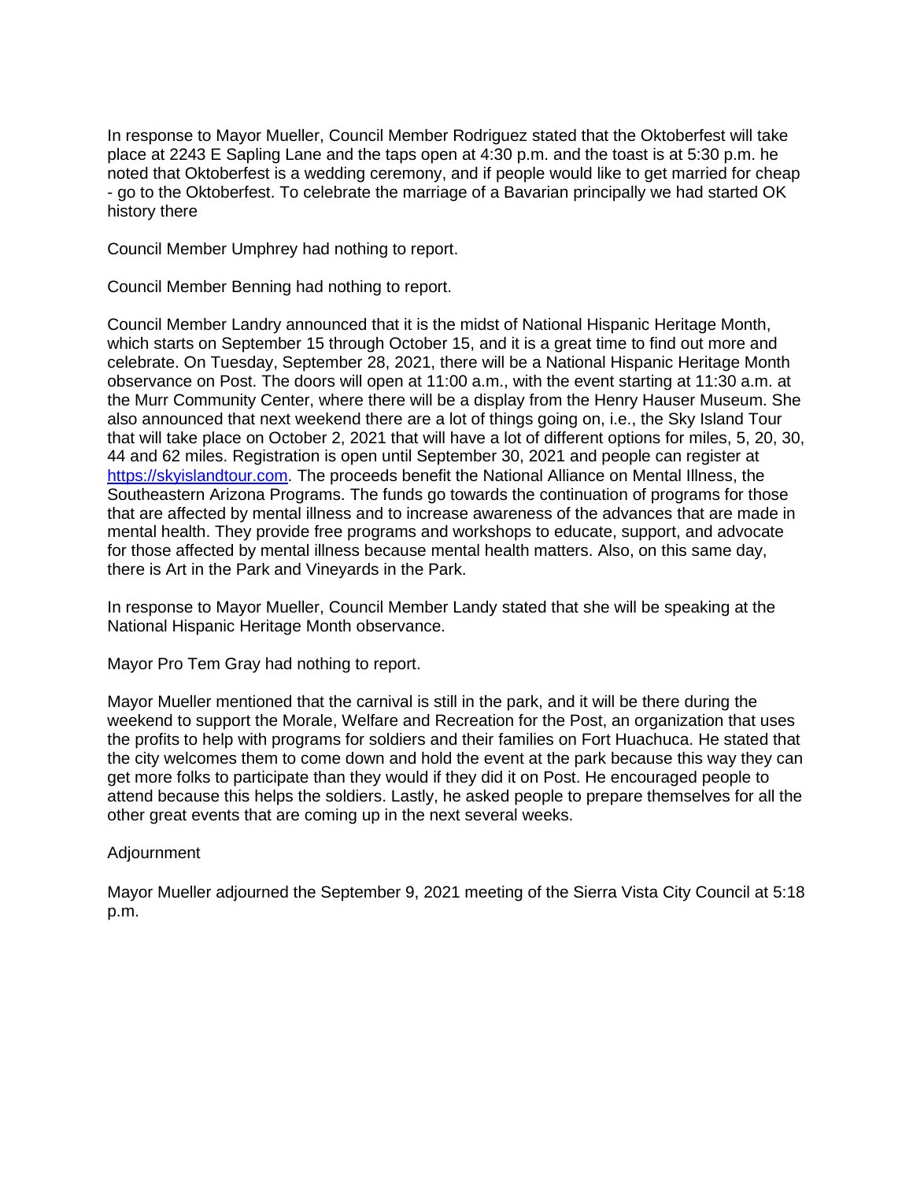In response to Mayor Mueller, Council Member Rodriguez stated that the Oktoberfest will take place at 2243 E Sapling Lane and the taps open at 4:30 p.m. and the toast is at 5:30 p.m. he noted that Oktoberfest is a wedding ceremony, and if people would like to get married for cheap - go to the Oktoberfest. To celebrate the marriage of a Bavarian principally we had started OK history there

Council Member Umphrey had nothing to report.

Council Member Benning had nothing to report.

Council Member Landry announced that it is the midst of National Hispanic Heritage Month, which starts on September 15 through October 15, and it is a great time to find out more and celebrate. On Tuesday, September 28, 2021, there will be a National Hispanic Heritage Month observance on Post. The doors will open at 11:00 a.m., with the event starting at 11:30 a.m. at the Murr Community Center, where there will be a display from the Henry Hauser Museum. She also announced that next weekend there are a lot of things going on, i.e., the Sky Island Tour that will take place on October 2, 2021 that will have a lot of different options for miles, 5, 20, 30, 44 and 62 miles. Registration is open until September 30, 2021 and people can register at [https://skyislandtour.com](https://skyislandtour.com). The proceeds benefit the National Alliance on Mental Illness, the Southeastern Arizona Programs. The funds go towards the continuation of programs for those that are affected by mental illness and to increase awareness of the advances that are made in mental health. They provide free programs and workshops to educate, support, and advocate for those affected by mental illness because mental health matters. Also, on this same day, there is Art in the Park and Vineyards in the Park.

In response to Mayor Mueller, Council Member Landy stated that she will be speaking at the National Hispanic Heritage Month observance.

Mayor Pro Tem Gray had nothing to report.

Mayor Mueller mentioned that the carnival is still in the park, and it will be there during the weekend to support the Morale, Welfare and Recreation for the Post, an organization that uses the profits to help with programs for soldiers and their families on Fort Huachuca. He stated that the city welcomes them to come down and hold the event at the park because this way they can get more folks to participate than they would if they did it on Post. He encouraged people to attend because this helps the soldiers. Lastly, he asked people to prepare themselves for all the other great events that are coming up in the next several weeks.

Adjournment

Mayor Mueller adjourned the September 9, 2021 meeting of the Sierra Vista City Council at 5:18 p.m.